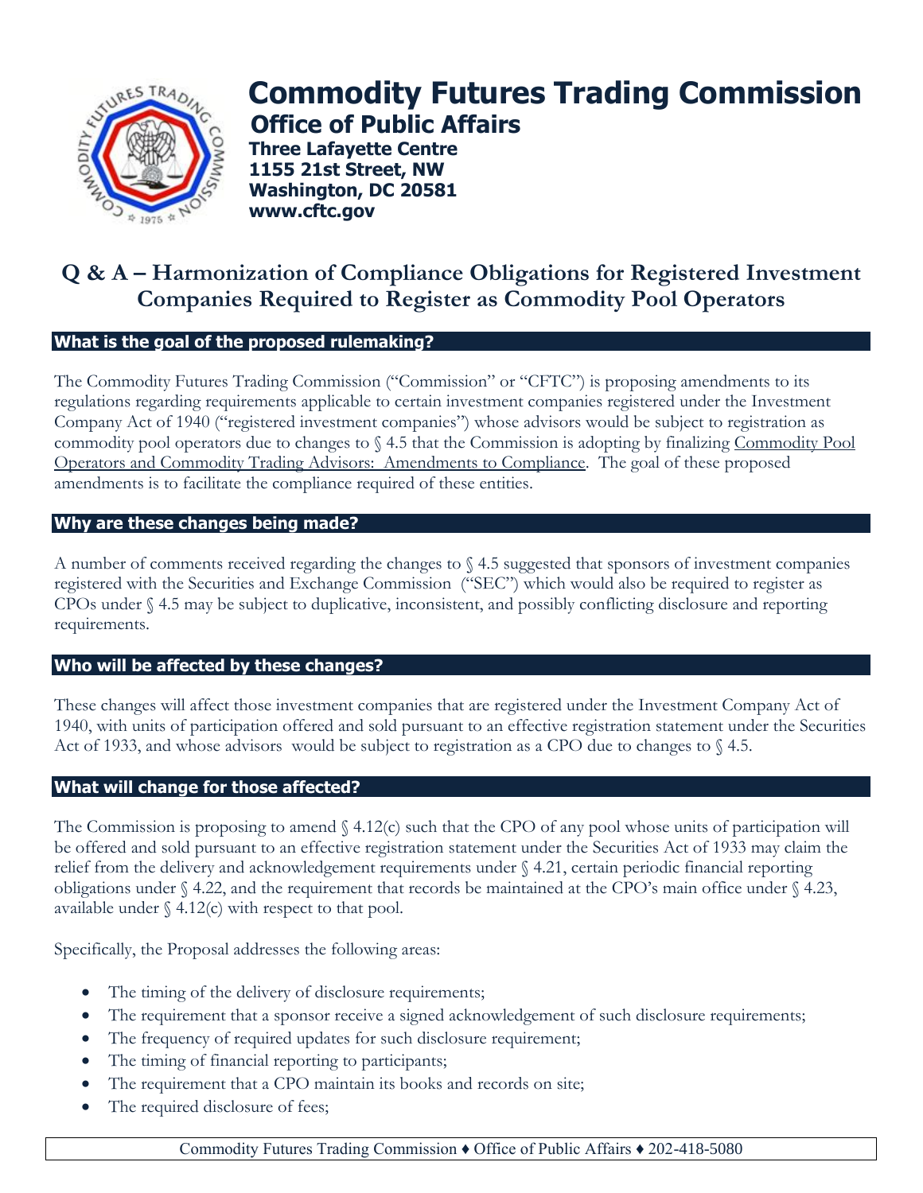# Commodity Futures Trading Commission

## Office of Public Affairs

**Three Lafayette Centre**
**1155 21st Street, NW**
**Washington, DC 20581**
**www.cftc.gov**

## Q & A – Harmonization of Compliance Obligations for Registered Investment Companies Required to Register as Commodity Pool Operators

### What is the goal of the proposed rulemaking?

The Commodity Futures Trading Commission ("Commission" or "CFTC") is proposing amendments to its regulations regarding requirements applicable to certain investment companies registered under the Investment Company Act of 1940 ("registered investment companies") whose advisors would be subject to registration as commodity pool operators due to changes to § 4.5 that the Commission is adopting by finalizing Commodity Pool Operators and Commodity Trading Advisors: Amendments to Compliance. The goal of these proposed amendments is to facilitate the compliance required of these entities.

### Why are these changes being made?

A number of comments received regarding the changes to § 4.5 suggested that sponsors of investment companies registered with the Securities and Exchange Commission ("SEC") which would also be required to register as CPOs under § 4.5 may be subject to duplicative, inconsistent, and possibly conflicting disclosure and reporting requirements.

### Who will be affected by these changes?

These changes will affect those investment companies that are registered under the Investment Company Act of 1940, with units of participation offered and sold pursuant to an effective registration statement under the Securities Act of 1933, and whose advisors would be subject to registration as a CPO due to changes to § 4.5.

### What will change for those affected?

The Commission is proposing to amend § 4.12(c) such that the CPO of any pool whose units of participation will be offered and sold pursuant to an effective registration statement under the Securities Act of 1933 may claim the relief from the delivery and acknowledgement requirements under § 4.21, certain periodic financial reporting obligations under § 4.22, and the requirement that records be maintained at the CPO's main office under § 4.23, available under § 4.12(c) with respect to that pool.

Specifically, the Proposal addresses the following areas:

- The timing of the delivery of disclosure requirements;
- The requirement that a sponsor receive a signed acknowledgement of such disclosure requirements;
- The frequency of required updates for such disclosure requirement;
- The timing of financial reporting to participants;
- The requirement that a CPO maintain its books and records on site;
- The required disclosure of fees;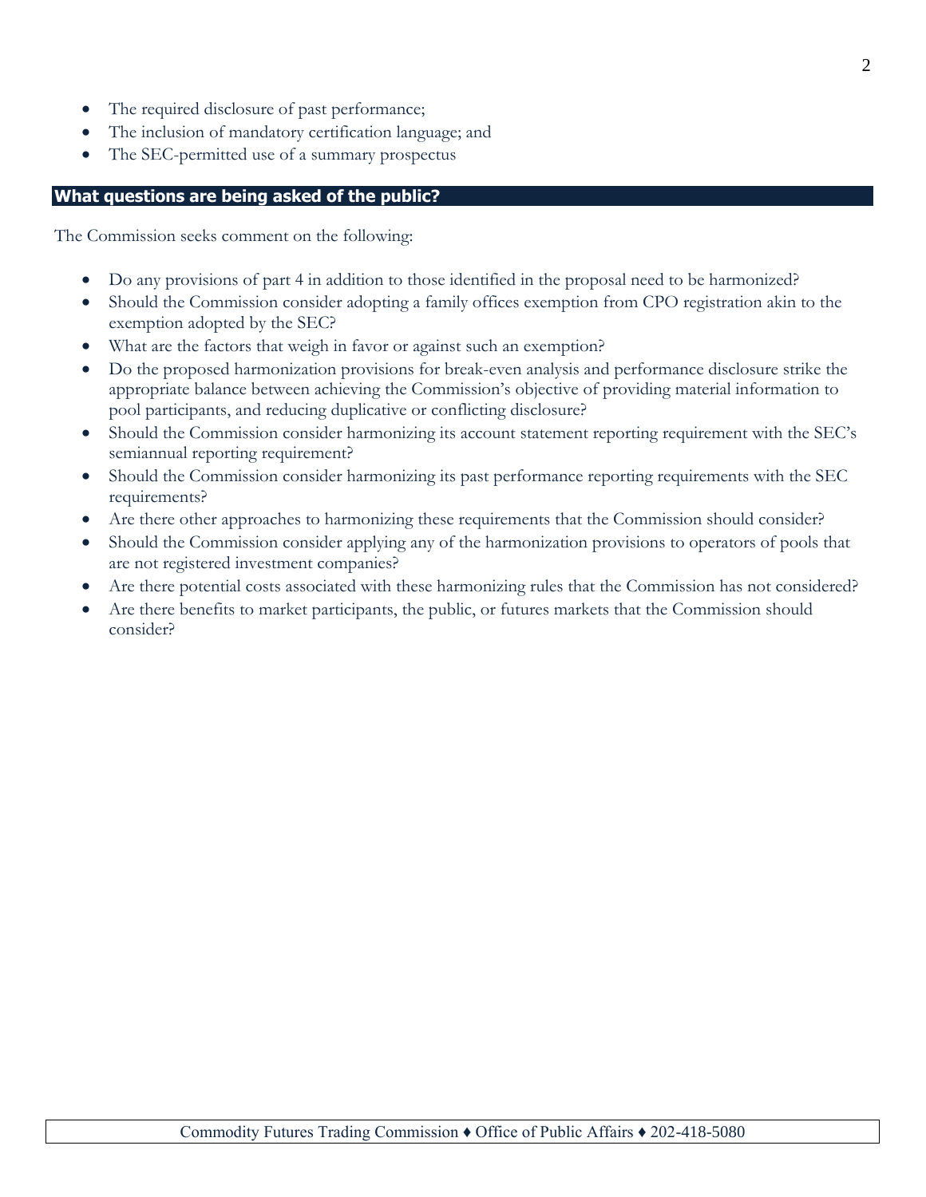- The required disclosure of past performance;
- The inclusion of mandatory certification language; and
- The SEC-permitted use of a summary prospectus

## What questions are being asked of the public?

The Commission seeks comment on the following:

- Do any provisions of part 4 in addition to those identified in the proposal need to be harmonized?
- Should the Commission consider adopting a family offices exemption from CPO registration akin to the exemption adopted by the SEC?
- What are the factors that weigh in favor or against such an exemption?
- Do the proposed harmonization provisions for break-even analysis and performance disclosure strike the appropriate balance between achieving the Commission's objective of providing material information to pool participants, and reducing duplicative or conflicting disclosure?
- Should the Commission consider harmonizing its account statement reporting requirement with the SEC's semiannual reporting requirement?
- Should the Commission consider harmonizing its past performance reporting requirements with the SEC requirements?
- Are there other approaches to harmonizing these requirements that the Commission should consider?
- Should the Commission consider applying any of the harmonization provisions to operators of pools that are not registered investment companies?
- Are there potential costs associated with these harmonizing rules that the Commission has not considered?
- Are there benefits to market participants, the public, or futures markets that the Commission should consider?